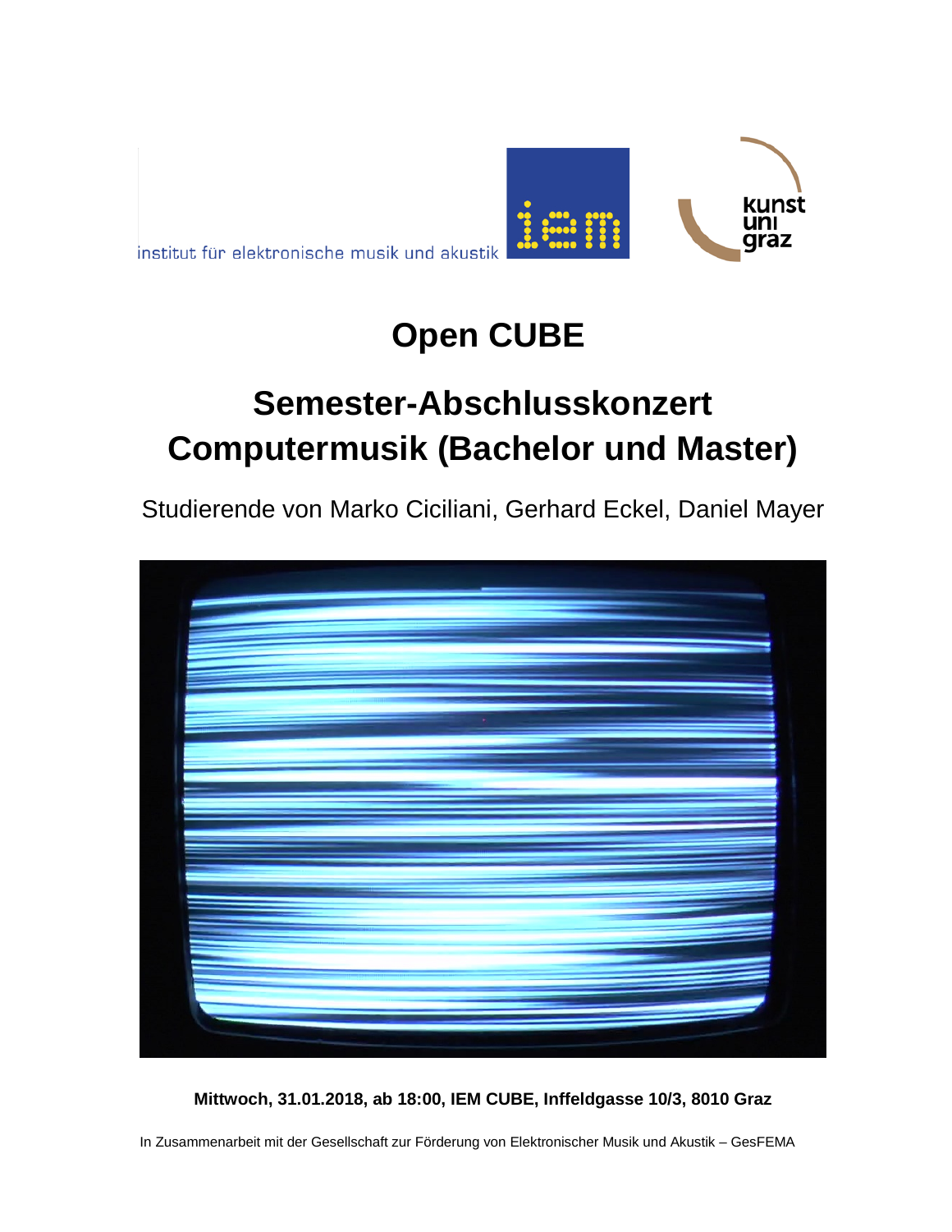institut für elektronische musik und akustik

# Open CUBE

## Semester-Abschlusskonzert
## Computermusik (Bachelor und Master)

Studierende von Marko Ciciliani, Gerhard Eckel, Daniel Mayer

**Mittwoch, 31.01.2018, ab 18:00, IEM CUBE, Inffeldgasse 10/3, 8010 Graz**

In Zusammenarbeit mit der Gesellschaft zur Förderung von Elektronischer Musik und Akustik – GesFEMA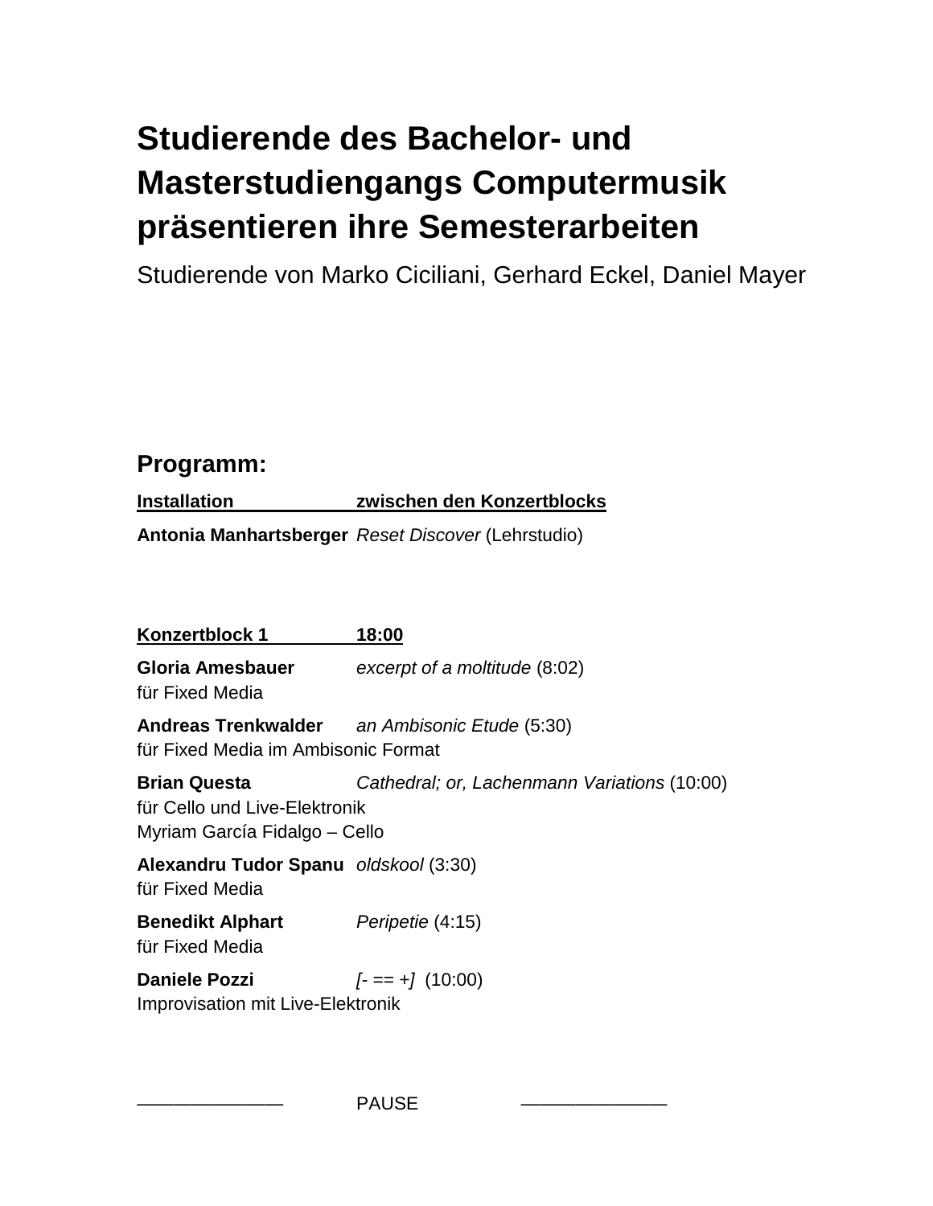# Studierende des Bachelor- und Masterstudiengangs Computermusik präsentieren ihre Semesterarbeiten

Studierende von Marko Ciciliani, Gerhard Eckel, Daniel Mayer

## Programm:

**Installation zwischen den Konzertblocks**

**Antonia Manhartsberger** *Reset Discover* (Lehrstudio)

**Konzertblock 1 18:00**

**Gloria Amesbauer** *excerpt of a moltitude* (8:02)
für Fixed Media

**Andreas Trenkwalder** *an Ambisonic Etude* (5:30)
für Fixed Media im Ambisonic Format

**Brian Questa** *Cathedral; or, Lachenmann Variations* (10:00)
für Cello und Live-Elektronik
Myriam García Fidalgo – Cello

**Alexandru Tudor Spanu** *oldskool* (3:30)
für Fixed Media

**Benedikt Alphart** *Peripetie* (4:15)
für Fixed Media

**Daniele Pozzi** *[- == +]* (10:00)
Improvisation mit Live-Elektronik

——————— PAUSE ———————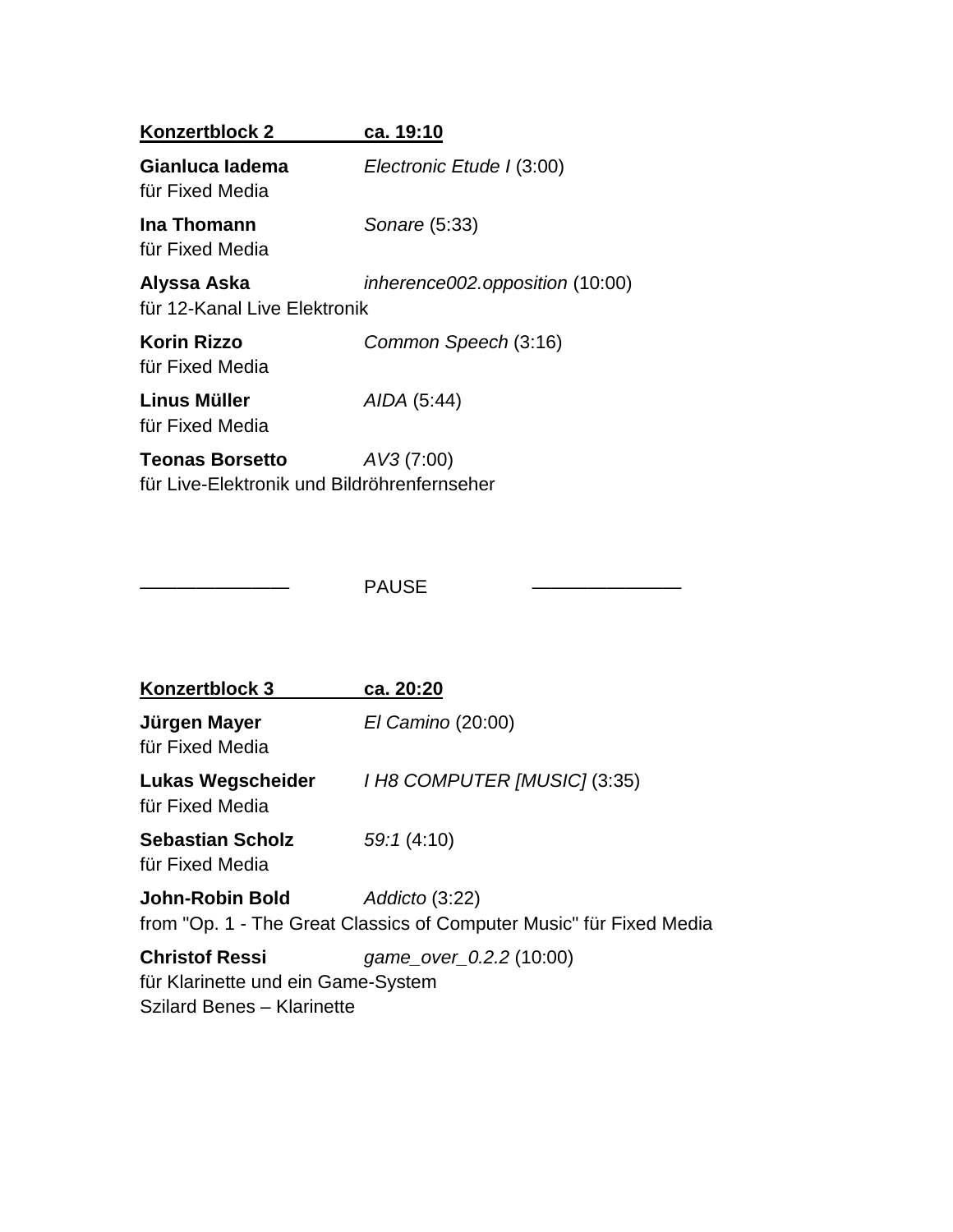**Konzertblock 2 ca. 19:10**

**Gianluca Iadema** *Electronic Etude I* (3:00)
für Fixed Media

**Ina Thomann** *Sonare* (5:33)
für Fixed Media

**Alyssa Aska** *inherence002.opposition* (10:00)
für 12-Kanal Live Elektronik

**Korin Rizzo** *Common Speech* (3:16)
für Fixed Media

**Linus Müller** *AIDA* (5:44)
für Fixed Media

**Teonas Borsetto** *AV3* (7:00)
für Live-Elektronik und Bildröhrenfernseher

——————— PAUSE ———————

**Konzertblock 3 ca. 20:20**

**Jürgen Mayer** *El Camino* (20:00)
für Fixed Media

**Lukas Wegscheider** *I H8 COMPUTER [MUSIC]* (3:35)
für Fixed Media

**Sebastian Scholz** *59:1* (4:10)
für Fixed Media

**John-Robin Bold** *Addicto* (3:22)
from "Op. 1 - The Great Classics of Computer Music" für Fixed Media

**Christof Ressi** *game_over_0.2.2* (10:00)
für Klarinette und ein Game-System
Szilard Benes – Klarinette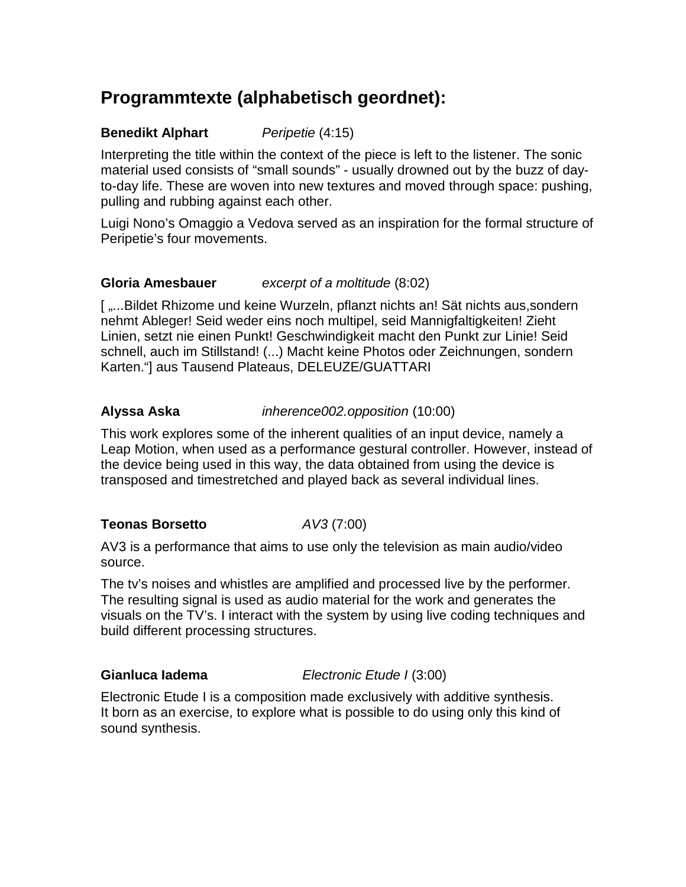## Programmtexte (alphabetisch geordnet):

**Benedikt Alphart** *Peripetie* (4:15)

Interpreting the title within the context of the piece is left to the listener. The sonic material used consists of “small sounds” - usually drowned out by the buzz of day-to-day life. These are woven into new textures and moved through space: pushing, pulling and rubbing against each other.

Luigi Nono’s Omaggio a Vedova served as an inspiration for the formal structure of Peripetie’s four movements.

**Gloria Amesbauer** *excerpt of a moltitude* (8:02)

[ „...Bildet Rhizome und keine Wurzeln, pflanzt nichts an! Sät nichts aus,sondern nehmt Ableger! Seid weder eins noch multipel, seid Mannigfaltigkeiten! Zieht Linien, setzt nie einen Punkt! Geschwindigkeit macht den Punkt zur Linie! Seid schnell, auch im Stillstand! (...) Macht keine Photos oder Zeichnungen, sondern Karten.“] aus Tausend Plateaus, DELEUZE/GUATTARI

**Alyssa Aska** *inherence002.opposition* (10:00)

This work explores some of the inherent qualities of an input device, namely a Leap Motion, when used as a performance gestural controller. However, instead of the device being used in this way, the data obtained from using the device is transposed and timestretched and played back as several individual lines.

**Teonas Borsetto** *AV3* (7:00)

AV3 is a performance that aims to use only the television as main audio/video source.

The tv’s noises and whistles are amplified and processed live by the performer. The resulting signal is used as audio material for the work and generates the visuals on the TV’s. I interact with the system by using live coding techniques and build different processing structures.

**Gianluca Iadema** *Electronic Etude I* (3:00)

Electronic Etude I is a composition made exclusively with additive synthesis. It born as an exercise, to explore what is possible to do using only this kind of sound synthesis.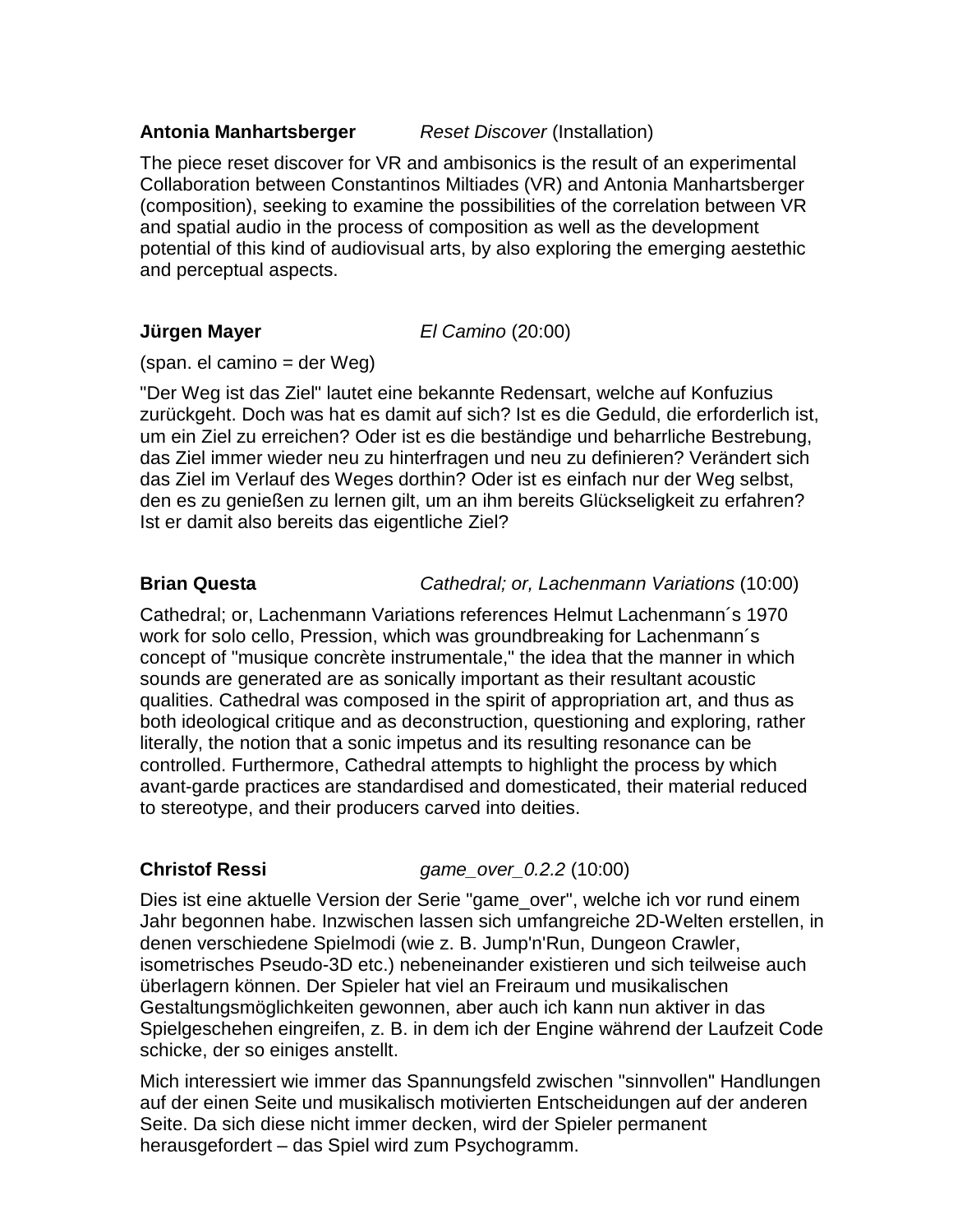**Antonia Manhartsberger** *Reset Discover* (Installation)

The piece reset discover for VR and ambisonics is the result of an experimental Collaboration between Constantinos Miltiades (VR) and Antonia Manhartsberger (composition), seeking to examine the possibilities of the correlation between VR and spatial audio in the process of composition as well as the development potential of this kind of audiovisual arts, by also exploring the emerging aestethic and perceptual aspects.

**Jürgen Mayer** *El Camino* (20:00)

(span. el camino = der Weg)

"Der Weg ist das Ziel" lautet eine bekannte Redensart, welche auf Konfuzius zurückgeht. Doch was hat es damit auf sich? Ist es die Geduld, die erforderlich ist, um ein Ziel zu erreichen? Oder ist es die beständige und beharrliche Bestrebung, das Ziel immer wieder neu zu hinterfragen und neu zu definieren? Verändert sich das Ziel im Verlauf des Weges dorthin? Oder ist es einfach nur der Weg selbst, den es zu genießen zu lernen gilt, um an ihm bereits Glückseligkeit zu erfahren? Ist er damit also bereits das eigentliche Ziel?

**Brian Questa** *Cathedral; or, Lachenmann Variations* (10:00)

Cathedral; or, Lachenmann Variations references Helmut Lachenmann´s 1970 work for solo cello, Pression, which was groundbreaking for Lachenmann´s concept of "musique concrète instrumentale," the idea that the manner in which sounds are generated are as sonically important as their resultant acoustic qualities. Cathedral was composed in the spirit of appropriation art, and thus as both ideological critique and as deconstruction, questioning and exploring, rather literally, the notion that a sonic impetus and its resulting resonance can be controlled. Furthermore, Cathedral attempts to highlight the process by which avant-garde practices are standardised and domesticated, their material reduced to stereotype, and their producers carved into deities.

**Christof Ressi** *game_over_0.2.2* (10:00)

Dies ist eine aktuelle Version der Serie "game_over", welche ich vor rund einem Jahr begonnen habe. Inzwischen lassen sich umfangreiche 2D-Welten erstellen, in denen verschiedene Spielmodi (wie z. B. Jump'n'Run, Dungeon Crawler, isometrisches Pseudo-3D etc.) nebeneinander existieren und sich teilweise auch überlagern können. Der Spieler hat viel an Freiraum und musikalischen Gestaltungsmöglichkeiten gewonnen, aber auch ich kann nun aktiver in das Spielgeschehen eingreifen, z. B. in dem ich der Engine während der Laufzeit Code schicke, der so einiges anstellt.

Mich interessiert wie immer das Spannungsfeld zwischen "sinnvollen" Handlungen auf der einen Seite und musikalisch motivierten Entscheidungen auf der anderen Seite. Da sich diese nicht immer decken, wird der Spieler permanent herausgefordert – das Spiel wird zum Psychogramm.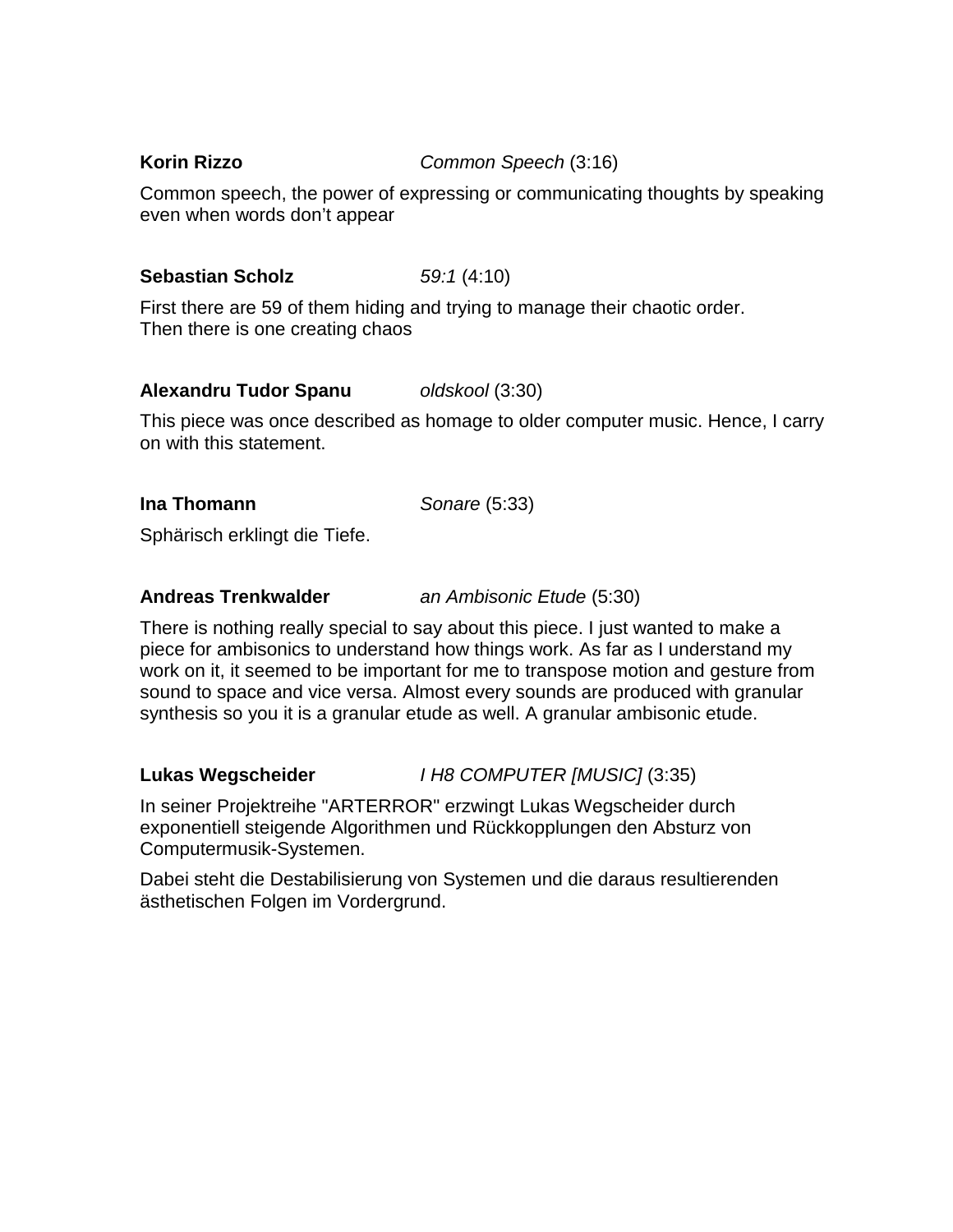**Korin Rizzo** *Common Speech* (3:16)

Common speech, the power of expressing or communicating thoughts by speaking even when words don't appear

**Sebastian Scholz** *59:1* (4:10)

First there are 59 of them hiding and trying to manage their chaotic order.
Then there is one creating chaos

**Alexandru Tudor Spanu** *oldskool* (3:30)

This piece was once described as homage to older computer music. Hence, I carry on with this statement.

**Ina Thomann** *Sonare* (5:33)

Sphärisch erklingt die Tiefe.

**Andreas Trenkwalder** *an Ambisonic Etude* (5:30)

There is nothing really special to say about this piece. I just wanted to make a piece for ambisonics to understand how things work. As far as I understand my work on it, it seemed to be important for me to transpose motion and gesture from sound to space and vice versa. Almost every sounds are produced with granular synthesis so you it is a granular etude as well. A granular ambisonic etude.

**Lukas Wegscheider** *I H8 COMPUTER [MUSIC]* (3:35)

In seiner Projektreihe "ARTERROR" erzwingt Lukas Wegscheider durch exponentiell steigende Algorithmen und Rückkopplungen den Absturz von Computermusik-Systemen.

Dabei steht die Destabilisierung von Systemen und die daraus resultierenden ästhetischen Folgen im Vordergrund.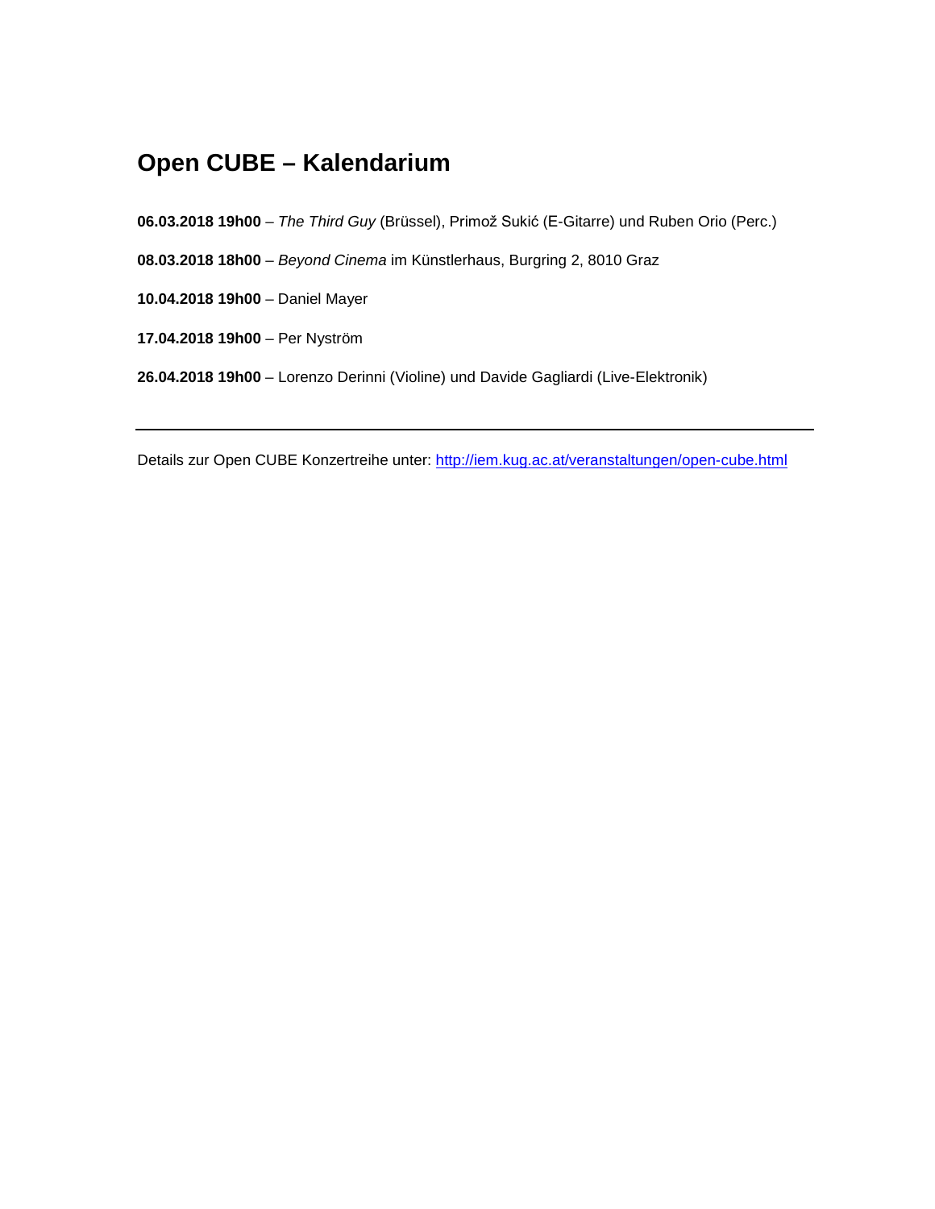# Open CUBE – Kalendarium

**06.03.2018 19h00** – *The Third Guy* (Brüssel), Primož Sukić (E-Gitarre) und Ruben Orio (Perc.)

**08.03.2018 18h00** – *Beyond Cinema* im Künstlerhaus, Burgring 2, 8010 Graz

**10.04.2018 19h00** – Daniel Mayer

**17.04.2018 19h00** – Per Nyström

**26.04.2018 19h00** – Lorenzo Derinni (Violine) und Davide Gagliardi (Live-Elektronik)

---

Details zur Open CUBE Konzertreihe unter: [http://iem.kug.ac.at/veranstaltungen/open-cube.html](http://iem.kug.ac.at/veranstaltungen/open-cube.html)